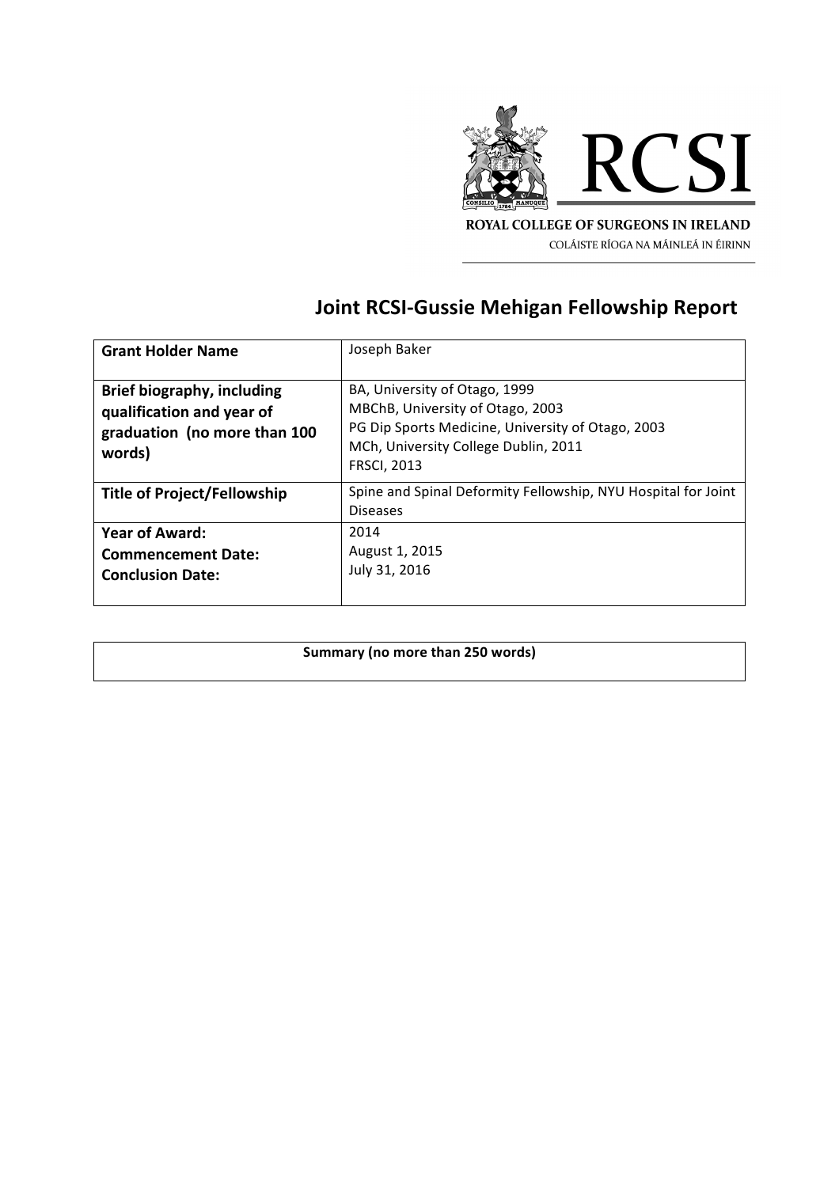ROYAL COLLEGE OF SURGEONS IN IRELAND

COLÁISTE RÍOGA NA MÁINLEÁ IN ÉIRINN

# Joint RCSI-Gussie Mehigan Fellowship Report

| | |
|---|---|
| **Grant Holder Name** | Joseph Baker |
| **Brief biography, including qualification and year of graduation (no more than 100 words)** | BA, University of Otago, 1999<br>MBChB, University of Otago, 2003<br>PG Dip Sports Medicine, University of Otago, 2003<br>MCh, University College Dublin, 2011<br>FRSCI, 2013 |
| **Title of Project/Fellowship** | Spine and Spinal Deformity Fellowship, NYU Hospital for Joint Diseases |
| **Year of Award:**<br>**Commencement Date:**<br>**Conclusion Date:** | 2014<br>August 1, 2015<br>July 31, 2016 |

| **Summary (no more than 250 words)** |
|---|
| |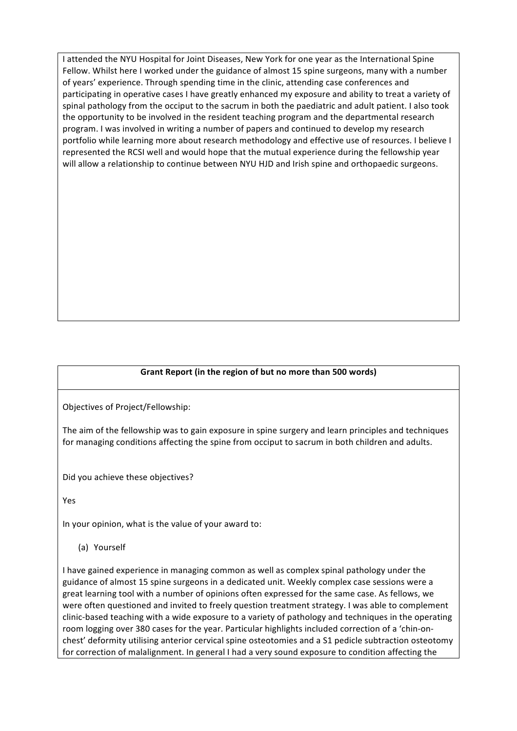I attended the NYU Hospital for Joint Diseases, New York for one year as the International Spine Fellow. Whilst here I worked under the guidance of almost 15 spine surgeons, many with a number of years' experience. Through spending time in the clinic, attending case conferences and participating in operative cases I have greatly enhanced my exposure and ability to treat a variety of spinal pathology from the occiput to the sacrum in both the paediatric and adult patient. I also took the opportunity to be involved in the resident teaching program and the departmental research program. I was involved in writing a number of papers and continued to develop my research portfolio while learning more about research methodology and effective use of resources. I believe I represented the RCSI well and would hope that the mutual experience during the fellowship year will allow a relationship to continue between NYU HJD and Irish spine and orthopaedic surgeons.

**Grant Report (in the region of but no more than 500 words)**

Objectives of Project/Fellowship:

The aim of the fellowship was to gain exposure in spine surgery and learn principles and techniques for managing conditions affecting the spine from occiput to sacrum in both children and adults.

Did you achieve these objectives?

Yes

In your opinion, what is the value of your award to:

(a) Yourself

I have gained experience in managing common as well as complex spinal pathology under the guidance of almost 15 spine surgeons in a dedicated unit. Weekly complex case sessions were a great learning tool with a number of opinions often expressed for the same case. As fellows, we were often questioned and invited to freely question treatment strategy. I was able to complement clinic-based teaching with a wide exposure to a variety of pathology and techniques in the operating room logging over 380 cases for the year. Particular highlights included correction of a 'chin-on-chest' deformity utilising anterior cervical spine osteotomies and a S1 pedicle subtraction osteotomy for correction of malalignment. In general I had a very sound exposure to condition affecting the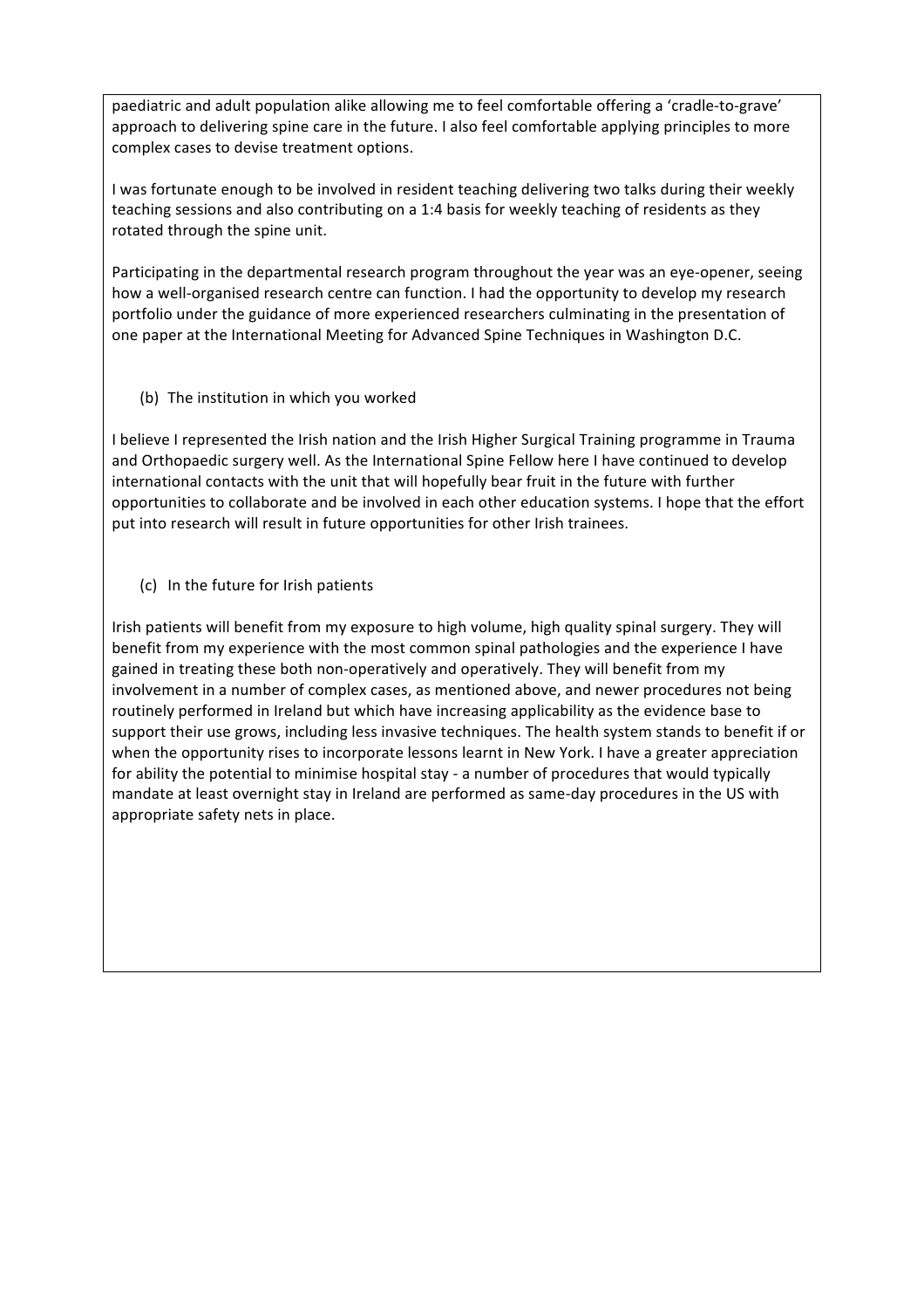paediatric and adult population alike allowing me to feel comfortable offering a 'cradle-to-grave' approach to delivering spine care in the future. I also feel comfortable applying principles to more complex cases to devise treatment options.

I was fortunate enough to be involved in resident teaching delivering two talks during their weekly teaching sessions and also contributing on a 1:4 basis for weekly teaching of residents as they rotated through the spine unit.

Participating in the departmental research program throughout the year was an eye-opener, seeing how a well-organised research centre can function. I had the opportunity to develop my research portfolio under the guidance of more experienced researchers culminating in the presentation of one paper at the International Meeting for Advanced Spine Techniques in Washington D.C.

(b) The institution in which you worked

I believe I represented the Irish nation and the Irish Higher Surgical Training programme in Trauma and Orthopaedic surgery well. As the International Spine Fellow here I have continued to develop international contacts with the unit that will hopefully bear fruit in the future with further opportunities to collaborate and be involved in each other education systems. I hope that the effort put into research will result in future opportunities for other Irish trainees.

(c) In the future for Irish patients

Irish patients will benefit from my exposure to high volume, high quality spinal surgery. They will benefit from my experience with the most common spinal pathologies and the experience I have gained in treating these both non-operatively and operatively. They will benefit from my involvement in a number of complex cases, as mentioned above, and newer procedures not being routinely performed in Ireland but which have increasing applicability as the evidence base to support their use grows, including less invasive techniques. The health system stands to benefit if or when the opportunity rises to incorporate lessons learnt in New York. I have a greater appreciation for ability the potential to minimise hospital stay - a number of procedures that would typically mandate at least overnight stay in Ireland are performed as same-day procedures in the US with appropriate safety nets in place.